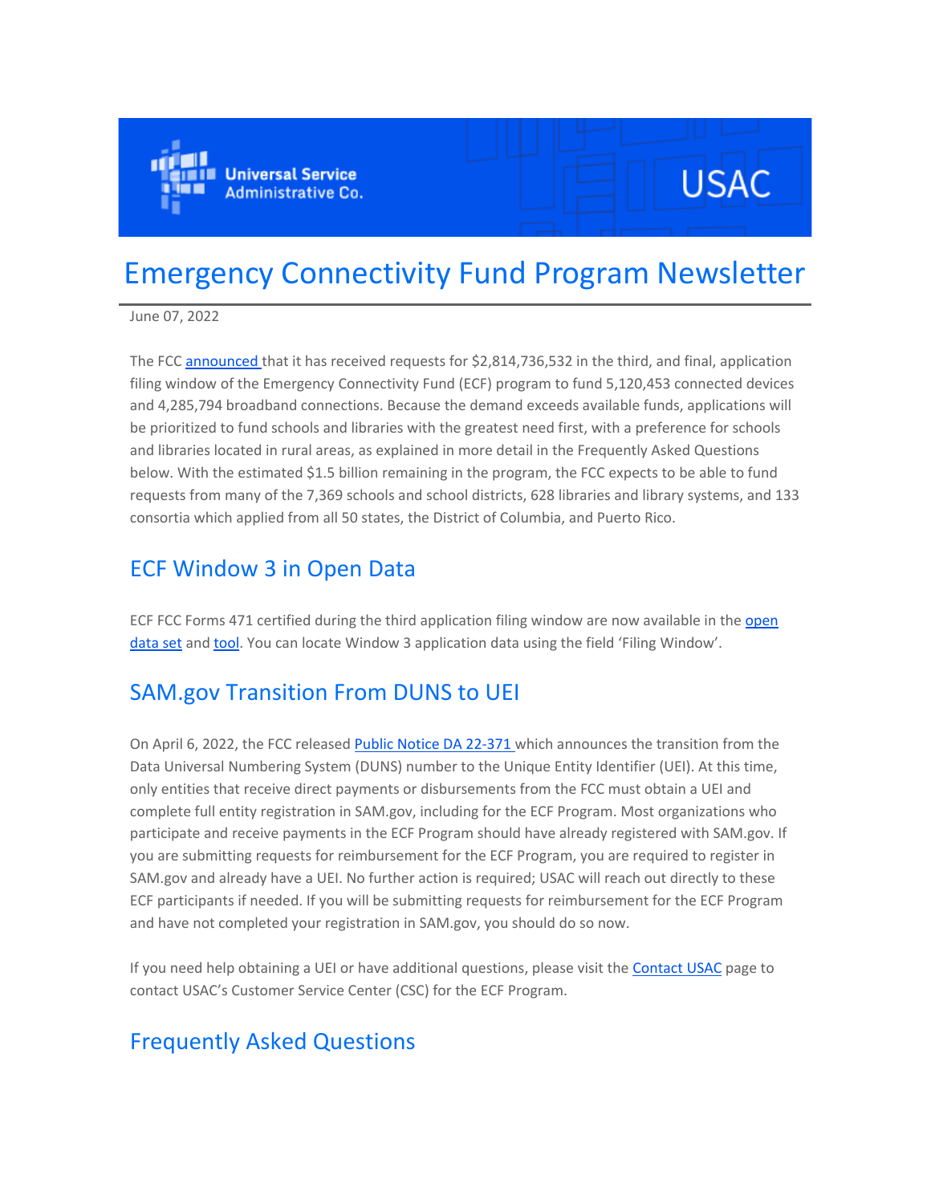# Emergency Connectivity Fund Program Newsletter

June 07, 2022

The FCC announced that it has received requests for $2,814,736,532 in the third, and final, application filing window of the Emergency Connectivity Fund (ECF) program to fund 5,120,453 connected devices and 4,285,794 broadband connections. Because the demand exceeds available funds, applications will be prioritized to fund schools and libraries with the greatest need first, with a preference for schools and libraries located in rural areas, as explained in more detail in the Frequently Asked Questions below. With the estimated $1.5 billion remaining in the program, the FCC expects to be able to fund requests from many of the 7,369 schools and school districts, 628 libraries and library systems, and 133 consortia which applied from all 50 states, the District of Columbia, and Puerto Rico.

## ECF Window 3 in Open Data

ECF FCC Forms 471 certified during the third application filing window are now available in the open data set and tool. You can locate Window 3 application data using the field 'Filing Window'.

## SAM.gov Transition From DUNS to UEI

On April 6, 2022, the FCC released Public Notice DA 22-371 which announces the transition from the Data Universal Numbering System (DUNS) number to the Unique Entity Identifier (UEI). At this time, only entities that receive direct payments or disbursements from the FCC must obtain a UEI and complete full entity registration in SAM.gov, including for the ECF Program. Most organizations who participate and receive payments in the ECF Program should have already registered with SAM.gov. If you are submitting requests for reimbursement for the ECF Program, you are required to register in SAM.gov and already have a UEI. No further action is required; USAC will reach out directly to these ECF participants if needed. If you will be submitting requests for reimbursement for the ECF Program and have not completed your registration in SAM.gov, you should do so now.

If you need help obtaining a UEI or have additional questions, please visit the Contact USAC page to contact USAC's Customer Service Center (CSC) for the ECF Program.

## Frequently Asked Questions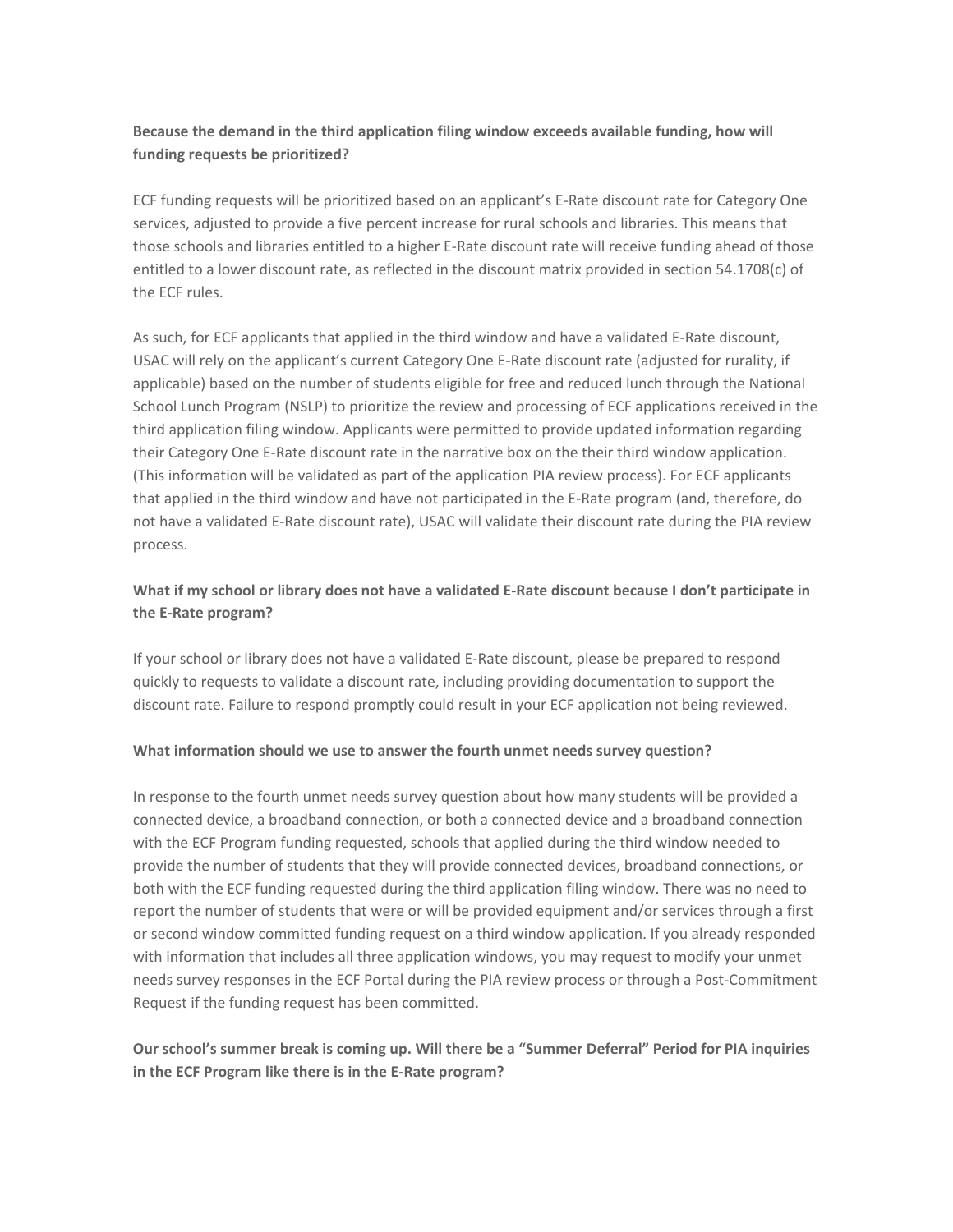**Because the demand in the third application filing window exceeds available funding, how will funding requests be prioritized?**

ECF funding requests will be prioritized based on an applicant's E-Rate discount rate for Category One services, adjusted to provide a five percent increase for rural schools and libraries. This means that those schools and libraries entitled to a higher E-Rate discount rate will receive funding ahead of those entitled to a lower discount rate, as reflected in the discount matrix provided in section 54.1708(c) of the ECF rules.

As such, for ECF applicants that applied in the third window and have a validated E-Rate discount, USAC will rely on the applicant's current Category One E-Rate discount rate (adjusted for rurality, if applicable) based on the number of students eligible for free and reduced lunch through the National School Lunch Program (NSLP) to prioritize the review and processing of ECF applications received in the third application filing window. Applicants were permitted to provide updated information regarding their Category One E-Rate discount rate in the narrative box on the their third window application. (This information will be validated as part of the application PIA review process). For ECF applicants that applied in the third window and have not participated in the E-Rate program (and, therefore, do not have a validated E-Rate discount rate), USAC will validate their discount rate during the PIA review process.

**What if my school or library does not have a validated E-Rate discount because I don't participate in the E-Rate program?**

If your school or library does not have a validated E-Rate discount, please be prepared to respond quickly to requests to validate a discount rate, including providing documentation to support the discount rate. Failure to respond promptly could result in your ECF application not being reviewed.

**What information should we use to answer the fourth unmet needs survey question?**

In response to the fourth unmet needs survey question about how many students will be provided a connected device, a broadband connection, or both a connected device and a broadband connection with the ECF Program funding requested, schools that applied during the third window needed to provide the number of students that they will provide connected devices, broadband connections, or both with the ECF funding requested during the third application filing window. There was no need to report the number of students that were or will be provided equipment and/or services through a first or second window committed funding request on a third window application. If you already responded with information that includes all three application windows, you may request to modify your unmet needs survey responses in the ECF Portal during the PIA review process or through a Post-Commitment Request if the funding request has been committed.

**Our school's summer break is coming up. Will there be a "Summer Deferral" Period for PIA inquiries in the ECF Program like there is in the E-Rate program?**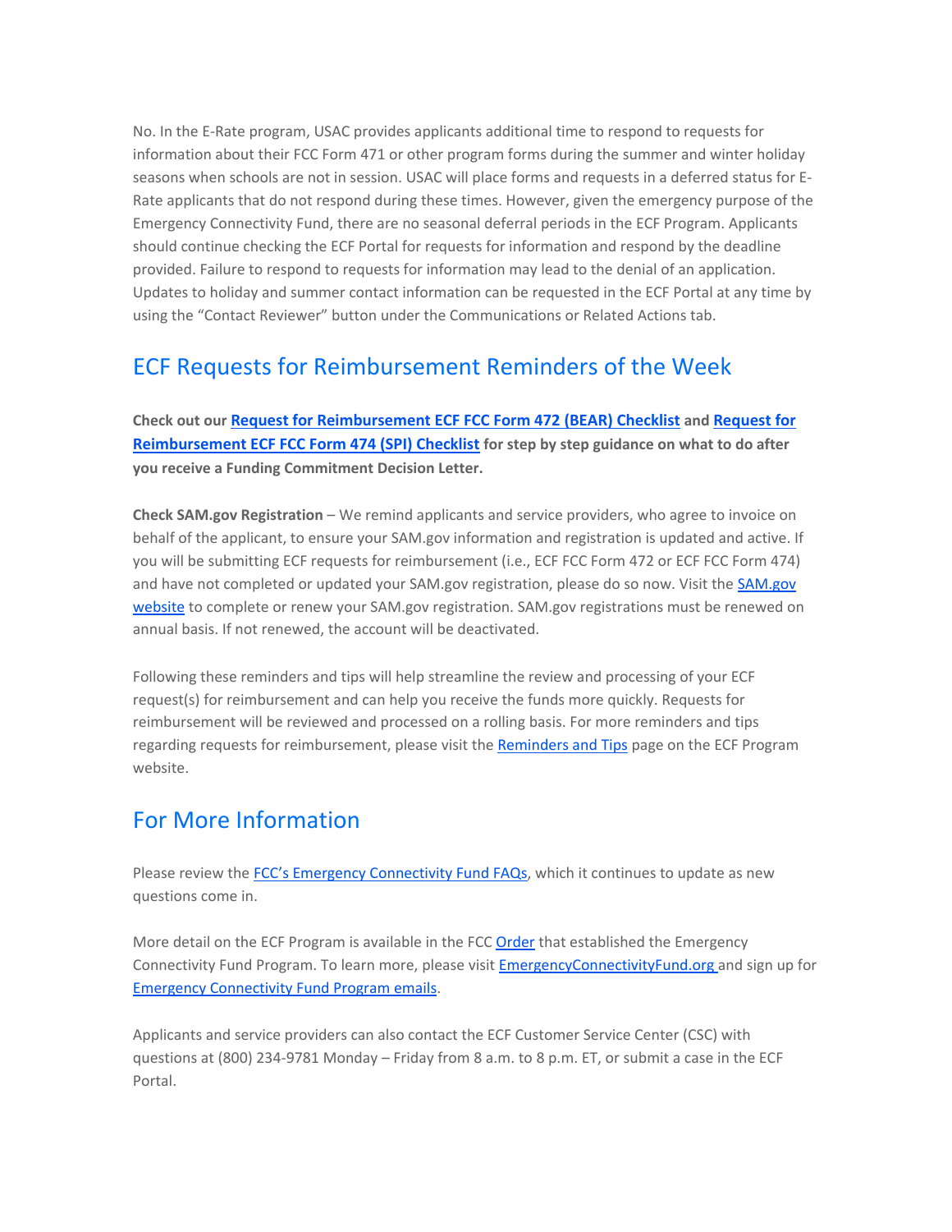No. In the E-Rate program, USAC provides applicants additional time to respond to requests for information about their FCC Form 471 or other program forms during the summer and winter holiday seasons when schools are not in session. USAC will place forms and requests in a deferred status for E-Rate applicants that do not respond during these times. However, given the emergency purpose of the Emergency Connectivity Fund, there are no seasonal deferral periods in the ECF Program. Applicants should continue checking the ECF Portal for requests for information and respond by the deadline provided. Failure to respond to requests for information may lead to the denial of an application. Updates to holiday and summer contact information can be requested in the ECF Portal at any time by using the "Contact Reviewer" button under the Communications or Related Actions tab.

## ECF Requests for Reimbursement Reminders of the Week

**Check out our Request for Reimbursement ECF FCC Form 472 (BEAR) Checklist and Request for Reimbursement ECF FCC Form 474 (SPI) Checklist for step by step guidance on what to do after you receive a Funding Commitment Decision Letter.**

**Check SAM.gov Registration** – We remind applicants and service providers, who agree to invoice on behalf of the applicant, to ensure your SAM.gov information and registration is updated and active. If you will be submitting ECF requests for reimbursement (i.e., ECF FCC Form 472 or ECF FCC Form 474) and have not completed or updated your SAM.gov registration, please do so now. Visit the SAM.gov website to complete or renew your SAM.gov registration. SAM.gov registrations must be renewed on annual basis. If not renewed, the account will be deactivated.

Following these reminders and tips will help streamline the review and processing of your ECF request(s) for reimbursement and can help you receive the funds more quickly. Requests for reimbursement will be reviewed and processed on a rolling basis. For more reminders and tips regarding requests for reimbursement, please visit the Reminders and Tips page on the ECF Program website.

## For More Information

Please review the FCC's Emergency Connectivity Fund FAQs, which it continues to update as new questions come in.

More detail on the ECF Program is available in the FCC Order that established the Emergency Connectivity Fund Program. To learn more, please visit EmergencyConnectivityFund.org and sign up for Emergency Connectivity Fund Program emails.

Applicants and service providers can also contact the ECF Customer Service Center (CSC) with questions at (800) 234-9781 Monday – Friday from 8 a.m. to 8 p.m. ET, or submit a case in the ECF Portal.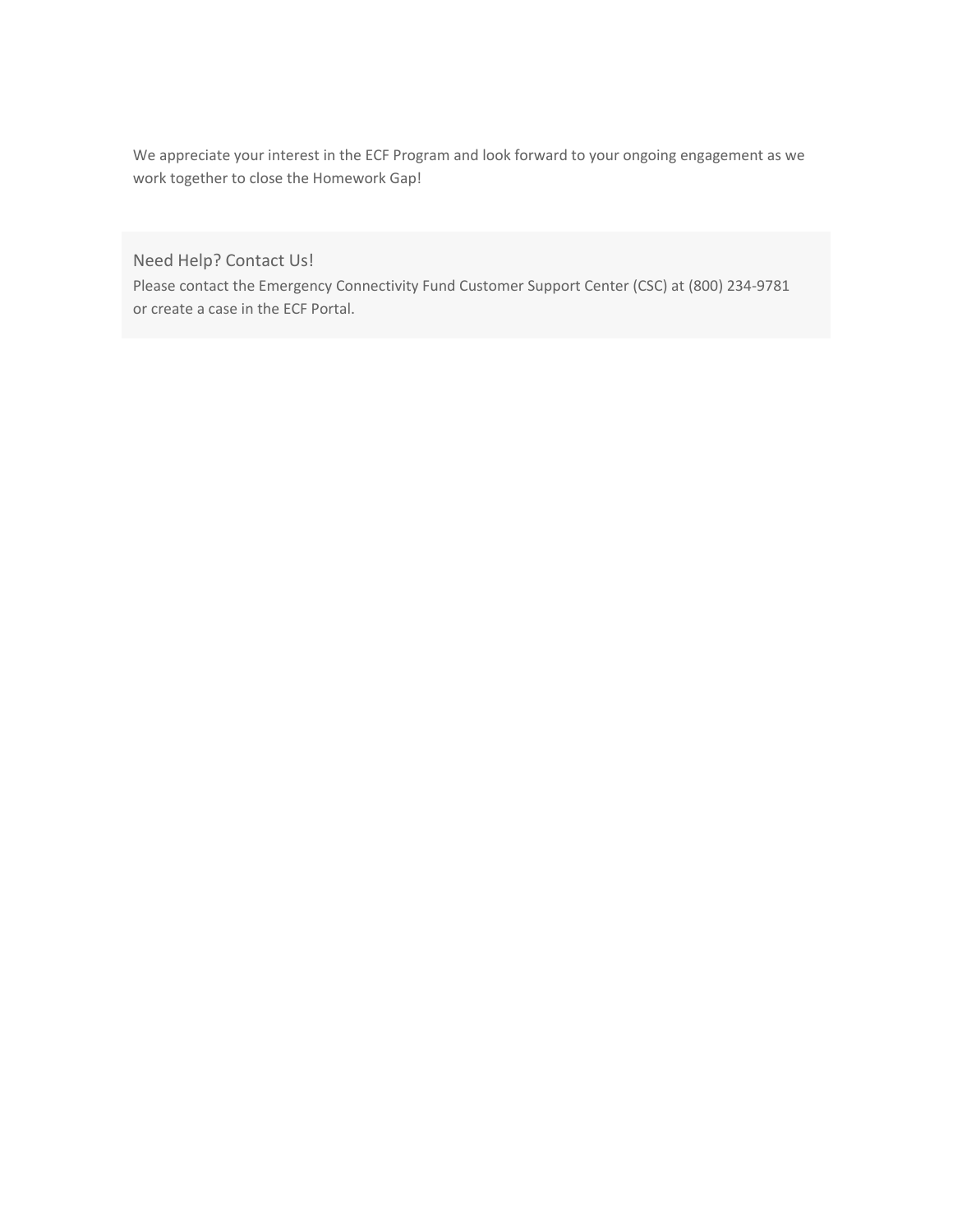We appreciate your interest in the ECF Program and look forward to your ongoing engagement as we work together to close the Homework Gap!

## Need Help? Contact Us!

Please contact the Emergency Connectivity Fund Customer Support Center (CSC) at (800) 234-9781 or create a case in the ECF Portal.